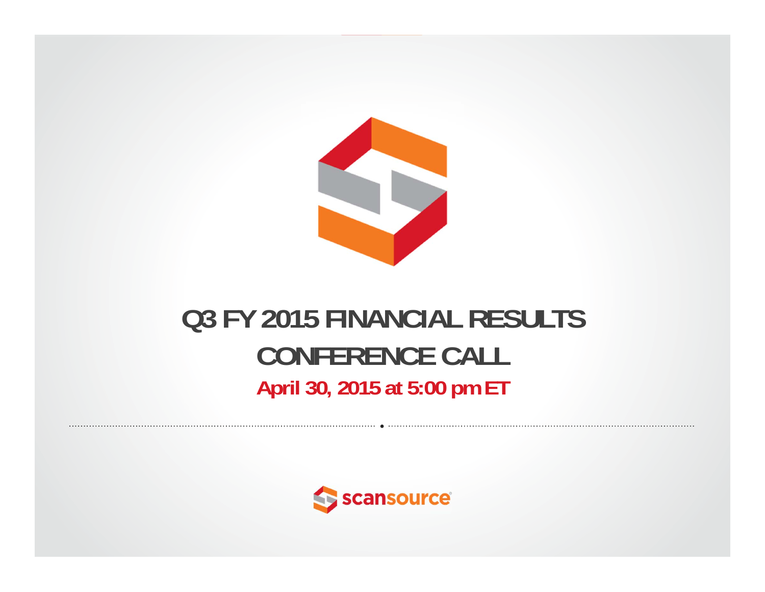# Q3 FY 2015 FINANCIAL RESULTS CONFERENCE CALL

**April 30, 2015 at 5:00 pm ET**

scansource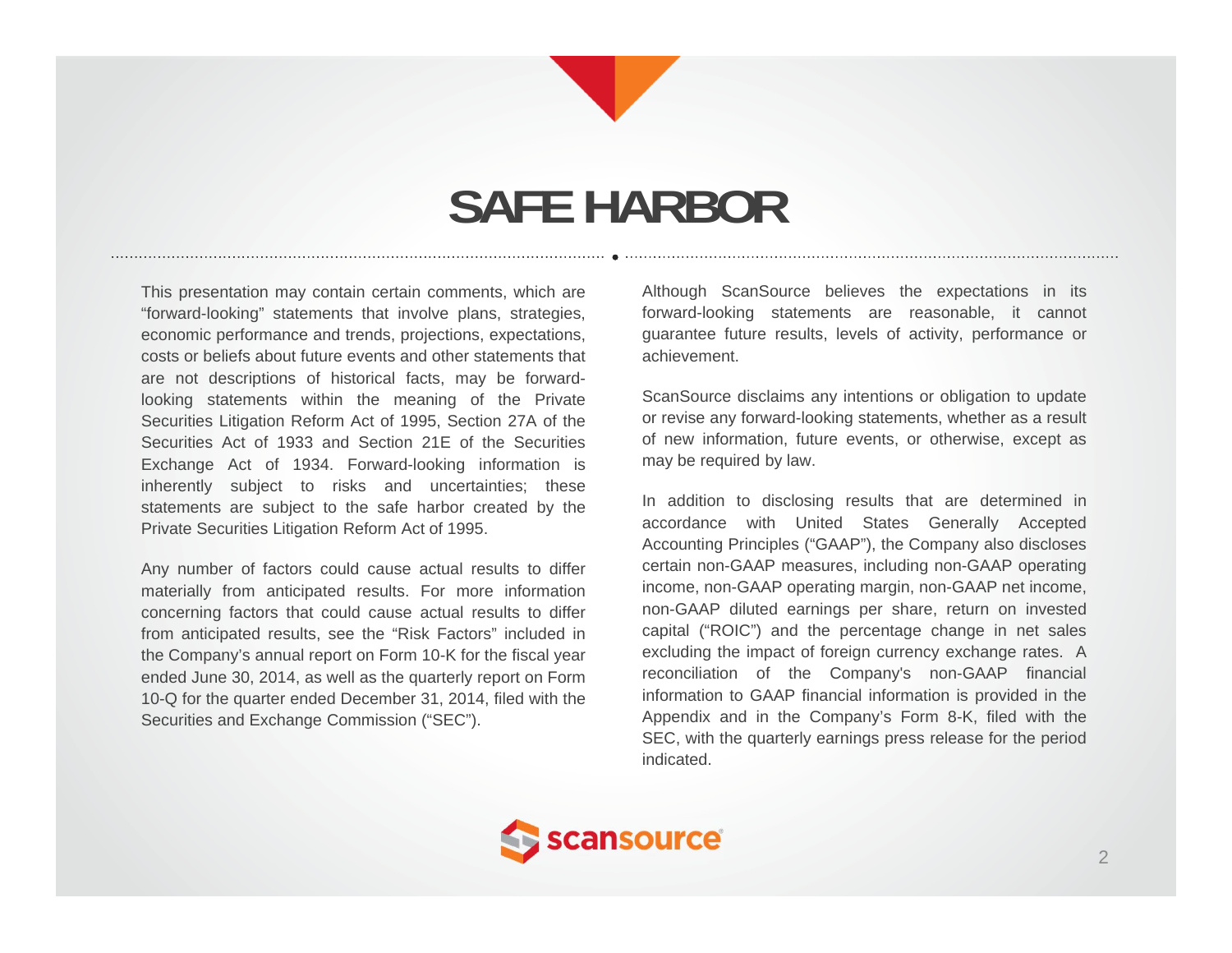# SAFE HARBOR

This presentation may contain certain comments, which are "forward-looking" statements that involve plans, strategies, economic performance and trends, projections, expectations, costs or beliefs about future events and other statements that are not descriptions of historical facts, may be forward-looking statements within the meaning of the Private Securities Litigation Reform Act of 1995, Section 27A of the Securities Act of 1933 and Section 21E of the Securities Exchange Act of 1934. Forward-looking information is inherently subject to risks and uncertainties; these statements are subject to the safe harbor created by the Private Securities Litigation Reform Act of 1995.

Any number of factors could cause actual results to differ materially from anticipated results. For more information concerning factors that could cause actual results to differ from anticipated results, see the "Risk Factors" included in the Company's annual report on Form 10-K for the fiscal year ended June 30, 2014, as well as the quarterly report on Form 10-Q for the quarter ended December 31, 2014, filed with the Securities and Exchange Commission ("SEC").

Although ScanSource believes the expectations in its forward-looking statements are reasonable, it cannot guarantee future results, levels of activity, performance or achievement.

ScanSource disclaims any intentions or obligation to update or revise any forward-looking statements, whether as a result of new information, future events, or otherwise, except as may be required by law.

In addition to disclosing results that are determined in accordance with United States Generally Accepted Accounting Principles ("GAAP"), the Company also discloses certain non-GAAP measures, including non-GAAP operating income, non-GAAP operating margin, non-GAAP net income, non-GAAP diluted earnings per share, return on invested capital ("ROIC") and the percentage change in net sales excluding the impact of foreign currency exchange rates. A reconciliation of the Company's non-GAAP financial information to GAAP financial information is provided in the Appendix and in the Company's Form 8-K, filed with the SEC, with the quarterly earnings press release for the period indicated.

scansource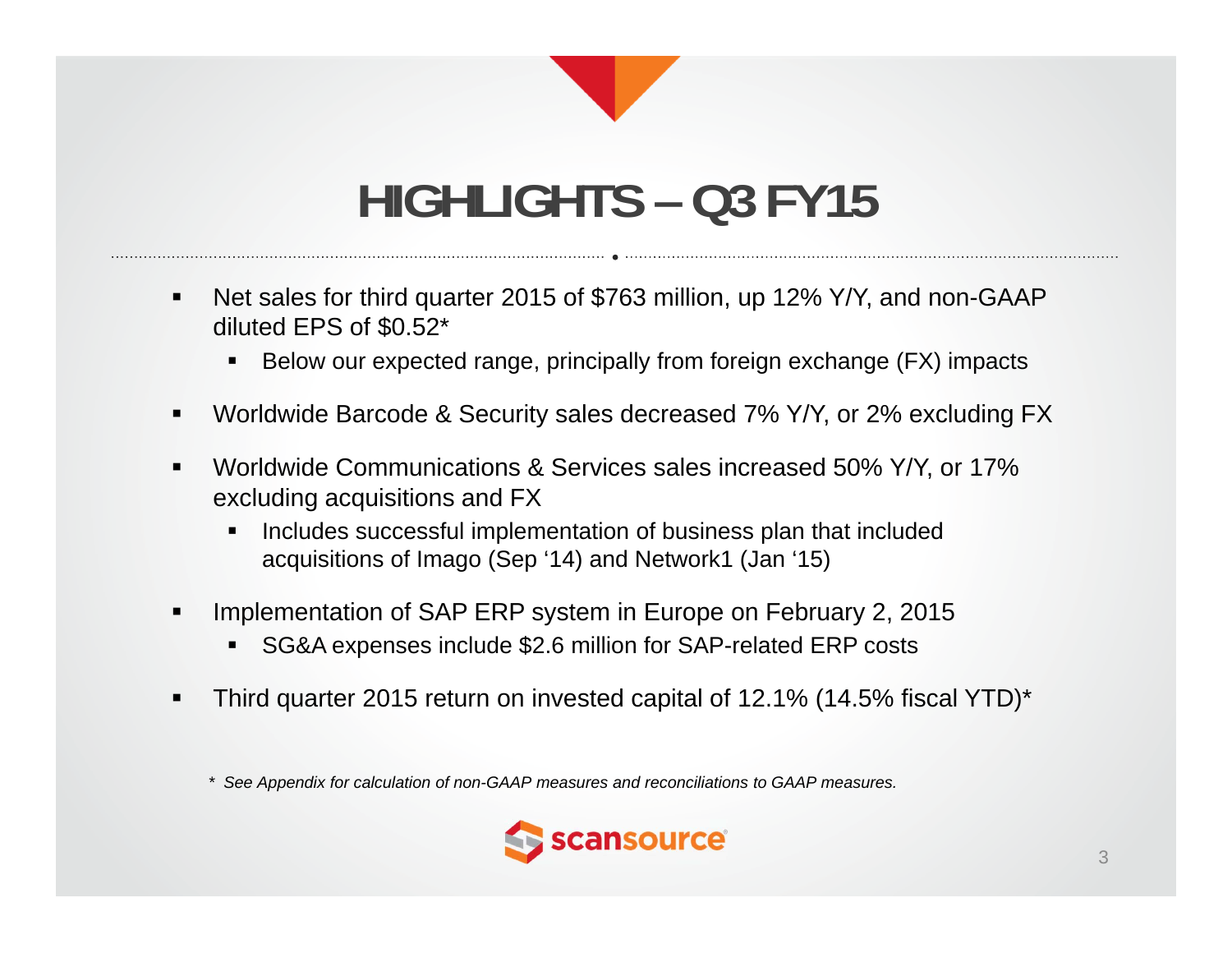# HIGHLIGHTS – Q3 FY15

- Net sales for third quarter 2015 of $763 million, up 12% Y/Y, and non-GAAP diluted EPS of $0.52*
  - Below our expected range, principally from foreign exchange (FX) impacts
- Worldwide Barcode & Security sales decreased 7% Y/Y, or 2% excluding FX
- Worldwide Communications & Services sales increased 50% Y/Y, or 17% excluding acquisitions and FX
  - Includes successful implementation of business plan that included acquisitions of Imago (Sep '14) and Network1 (Jan '15)
- Implementation of SAP ERP system in Europe on February 2, 2015
  - SG&A expenses include $2.6 million for SAP-related ERP costs
- Third quarter 2015 return on invested capital of 12.1% (14.5% fiscal YTD)*

*\* See Appendix for calculation of non-GAAP measures and reconciliations to GAAP measures.*

scansource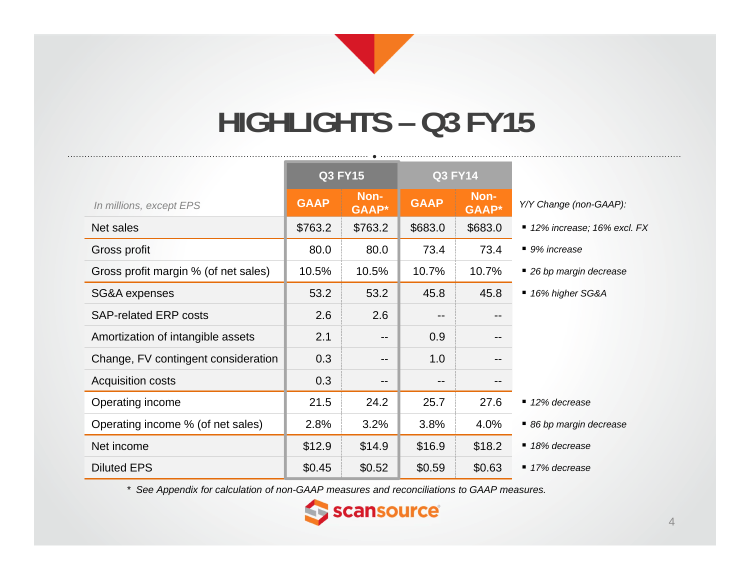# HIGHLIGHTS – Q3 FY15

| *In millions, except EPS* | Q3 FY15 | | Q3 FY14 | | |
|---|---|---|---|---|---|
| | GAAP | Non-GAAP* | GAAP | Non-GAAP* | *Y/Y Change (non-GAAP):* |
| Net sales | $763.2 | $763.2 | $683.0 | $683.0 | *12% increase; 16% excl. FX* |
| Gross profit | 80.0 | 80.0 | 73.4 | 73.4 | *9% increase* |
| Gross profit margin % (of net sales) | 10.5% | 10.5% | 10.7% | 10.7% | *26 bp margin decrease* |
| SG&A expenses | 53.2 | 53.2 | 45.8 | 45.8 | *16% higher SG&A* |
| SAP-related ERP costs | 2.6 | 2.6 | -- | -- | |
| Amortization of intangible assets | 2.1 | -- | 0.9 | -- | |
| Change, FV contingent consideration | 0.3 | -- | 1.0 | -- | |
| Acquisition costs | 0.3 | -- | -- | -- | |
| Operating income | 21.5 | 24.2 | 25.7 | 27.6 | *12% decrease* |
| Operating income % (of net sales) | 2.8% | 3.2% | 3.8% | 4.0% | *86 bp margin decrease* |
| Net income | $12.9 | $14.9 | $16.9 | $18.2 | *18% decrease* |
| Diluted EPS | $0.45 | $0.52 | $0.59 | $0.63 | *17% decrease* |

*\* See Appendix for calculation of non-GAAP measures and reconciliations to GAAP measures.*

scansource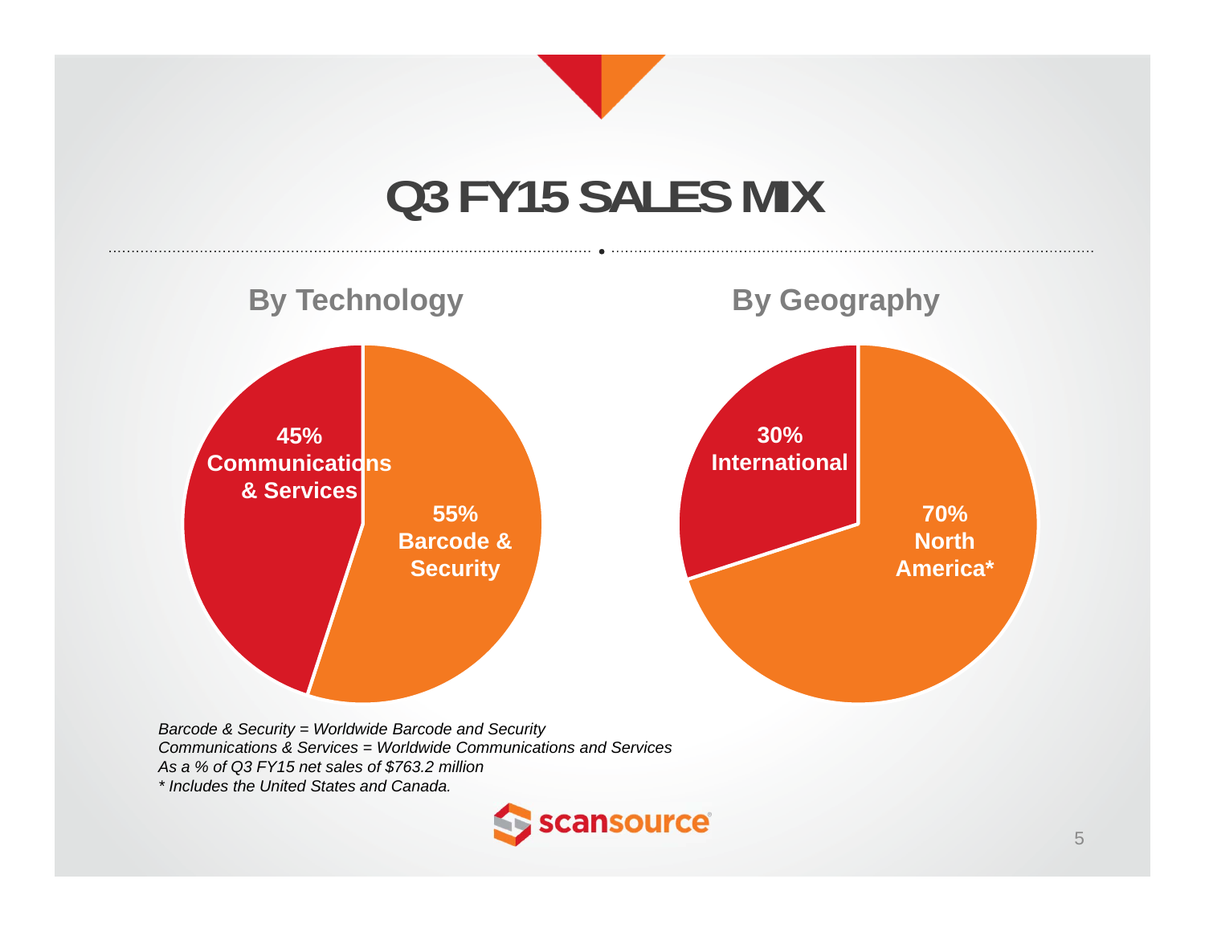# Q3 FY15 SALES MIX

## By Technology

45%
Communications & Services

55%
Barcode & Security

## By Geography

30%
International

70%
North America*

*Barcode & Security = Worldwide Barcode and Security*
*Communications & Services = Worldwide Communications and Services*
*As a % of Q3 FY15 net sales of $763.2 million*
** Includes the United States and Canada.*

scansource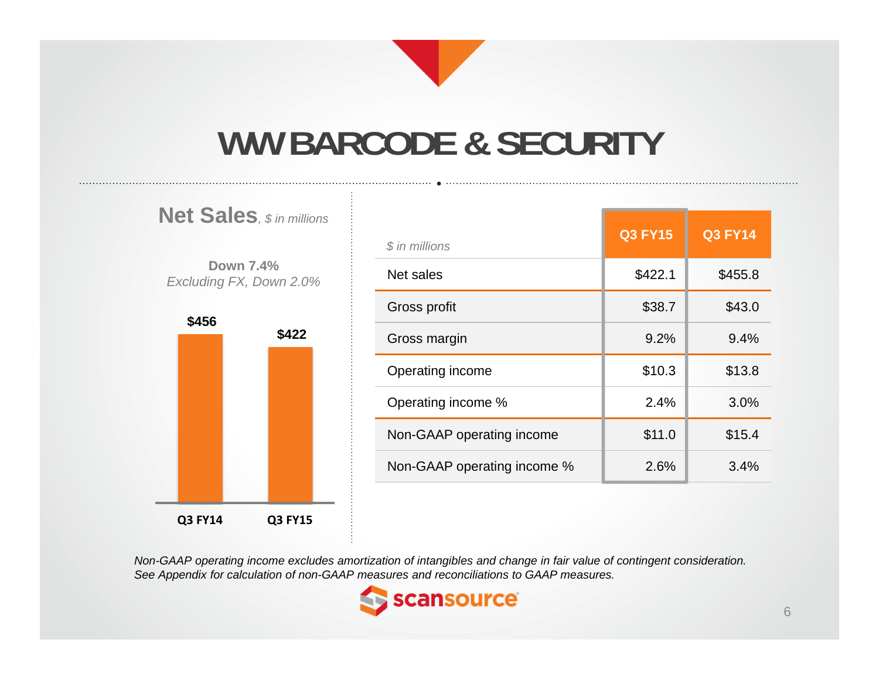# WW BARCODE & SECURITY

**Net Sales**, *$ in millions*

**Down 7.4%**
*Excluding FX, Down 2.0%*

$456
$422
Q3 FY14
Q3 FY15

| *$ in millions* | Q3 FY15 | Q3 FY14 |
|---|---|---|
| Net sales | $422.1 | $455.8 |
| Gross profit | $38.7 | $43.0 |
| Gross margin | 9.2% | 9.4% |
| Operating income | $10.3 | $13.8 |
| Operating income % | 2.4% | 3.0% |
| Non-GAAP operating income | $11.0 | $15.4 |
| Non-GAAP operating income % | 2.6% | 3.4% |

*Non-GAAP operating income excludes amortization of intangibles and change in fair value of contingent consideration. See Appendix for calculation of non-GAAP measures and reconciliations to GAAP measures.*

scansource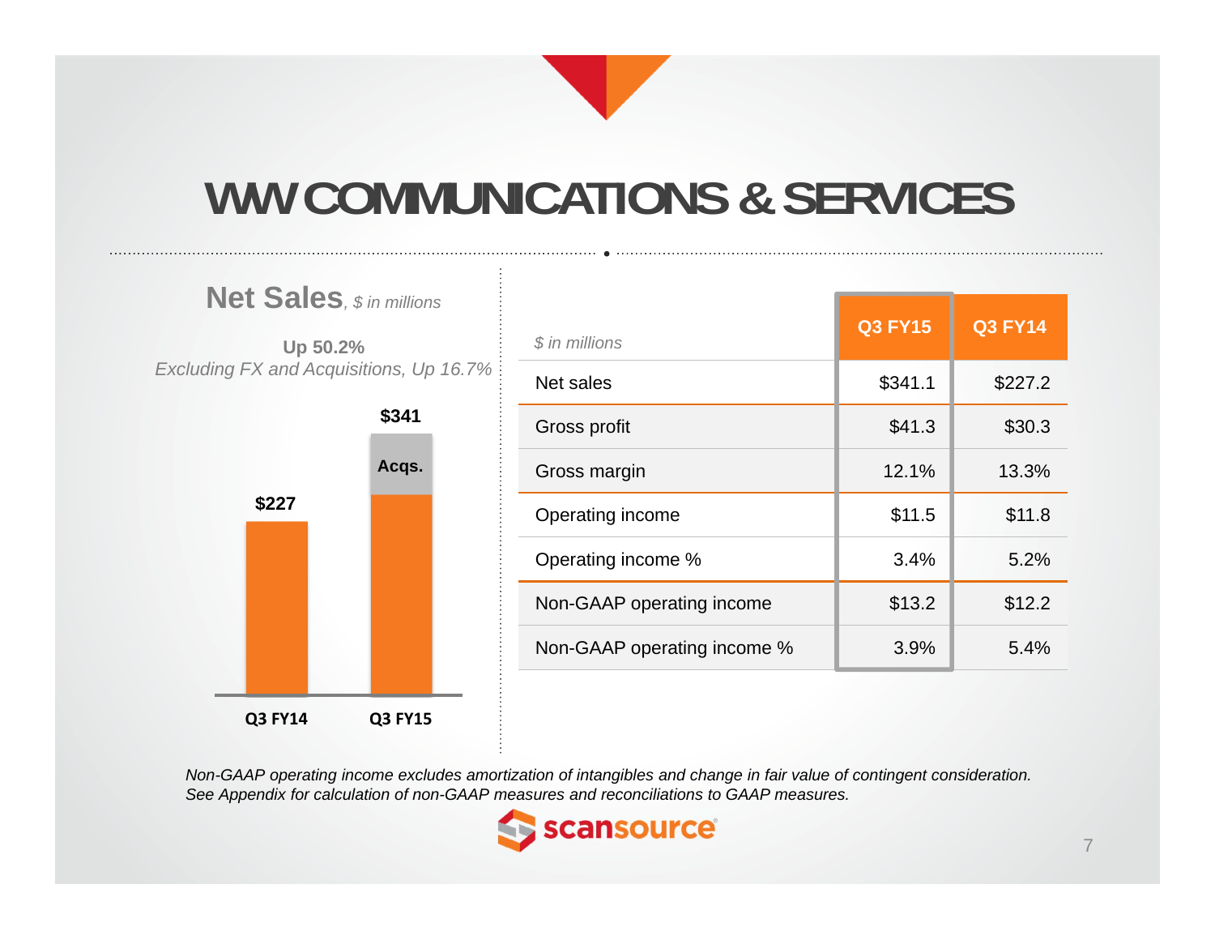# WW COMMUNICATIONS & SERVICES

## Net Sales, *$ in millions*

**Up 50.2%**

*Excluding FX and Acquisitions, Up 16.7%*

$341

Acqs.

$227

Q3 FY14

Q3 FY15

| *$ in millions* | Q3 FY15 | Q3 FY14 |
|---|---|---|
| Net sales | $341.1 | $227.2 |
| Gross profit | $41.3 | $30.3 |
| Gross margin | 12.1% | 13.3% |
| Operating income | $11.5 | $11.8 |
| Operating income % | 3.4% | 5.2% |
| Non-GAAP operating income | $13.2 | $12.2 |
| Non-GAAP operating income % | 3.9% | 5.4% |

*Non-GAAP operating income excludes amortization of intangibles and change in fair value of contingent consideration. See Appendix for calculation of non-GAAP measures and reconciliations to GAAP measures.*

scansource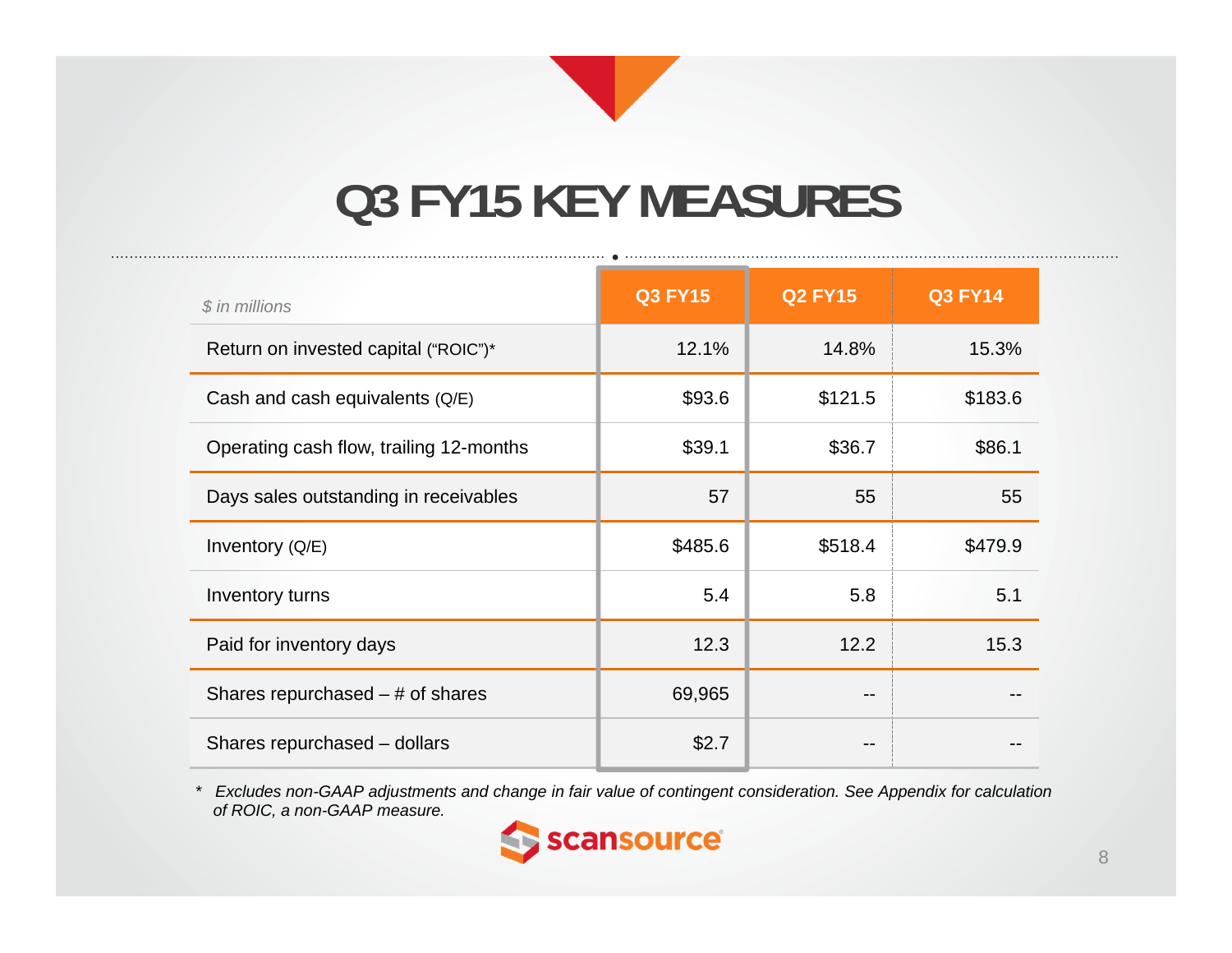# Q3 FY15 KEY MEASURES

| *$ in millions* | Q3 FY15 | Q2 FY15 | Q3 FY14 |
|---|---|---|---|
| Return on invested capital ("ROIC")* | 12.1% | 14.8% | 15.3% |
| Cash and cash equivalents (Q/E) | $93.6 | $121.5 | $183.6 |
| Operating cash flow, trailing 12-months | $39.1 | $36.7 | $86.1 |
| Days sales outstanding in receivables | 57 | 55 | 55 |
| Inventory (Q/E) | $485.6 | $518.4 | $479.9 |
| Inventory turns | 5.4 | 5.8 | 5.1 |
| Paid for inventory days | 12.3 | 12.2 | 15.3 |
| Shares repurchased – # of shares | 69,965 | -- | -- |
| Shares repurchased – dollars | $2.7 | -- | -- |

\* *Excludes non-GAAP adjustments and change in fair value of contingent consideration. See Appendix for calculation of ROIC, a non-GAAP measure.*

scansource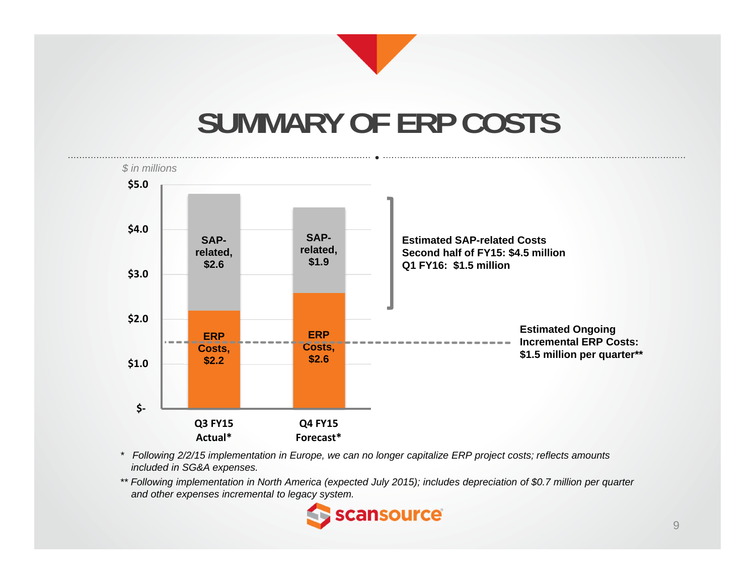# SUMMARY OF ERP COSTS

*$ in millions*

$5.0
$4.0
$3.0
$2.0
$1.0
$-

SAP-related, $2.6
ERP Costs, $2.2
Q3 FY15 Actual*

SAP-related, $1.9
ERP Costs, $2.6
Q4 FY15 Forecast*

**Estimated SAP-related Costs**
**Second half of FY15: $4.5 million**
**Q1 FY16: $1.5 million**

**Estimated Ongoing Incremental ERP Costs: $1.5 million per quarter****

* *Following 2/2/15 implementation in Europe, we can no longer capitalize ERP project costs; reflects amounts included in SG&A expenses.*

** *Following implementation in North America (expected July 2015); includes depreciation of $0.7 million per quarter and other expenses incremental to legacy system.*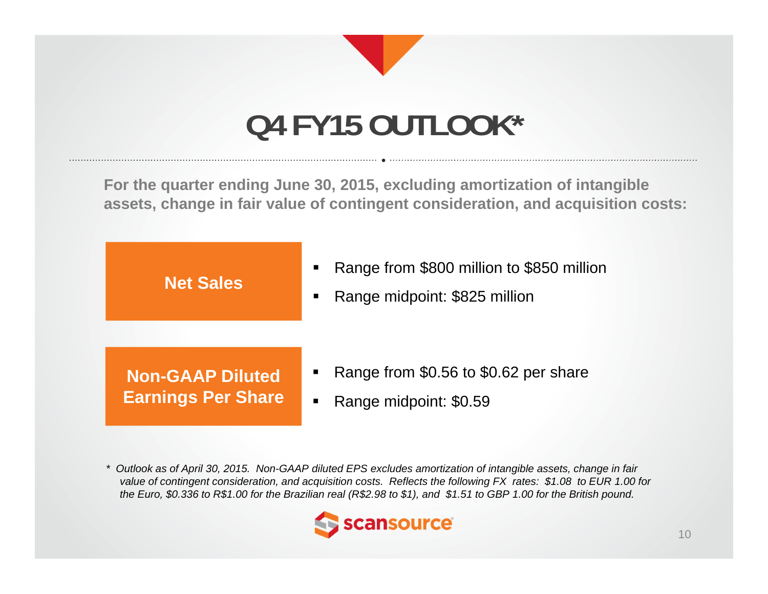# Q4 FY15 OUTLOOK*

**For the quarter ending June 30, 2015, excluding amortization of intangible assets, change in fair value of contingent consideration, and acquisition costs:**

**Net Sales**

- Range from $800 million to $850 million
- Range midpoint: $825 million

**Non-GAAP Diluted Earnings Per Share**

- Range from $0.56 to $0.62 per share
- Range midpoint: $0.59

*\* Outlook as of April 30, 2015. Non-GAAP diluted EPS excludes amortization of intangible assets, change in fair value of contingent consideration, and acquisition costs. Reflects the following FX rates: $1.08 to EUR 1.00 for the Euro, $0.336 to R$1.00 for the Brazilian real (R$2.98 to $1), and $1.51 to GBP 1.00 for the British pound.*

scansource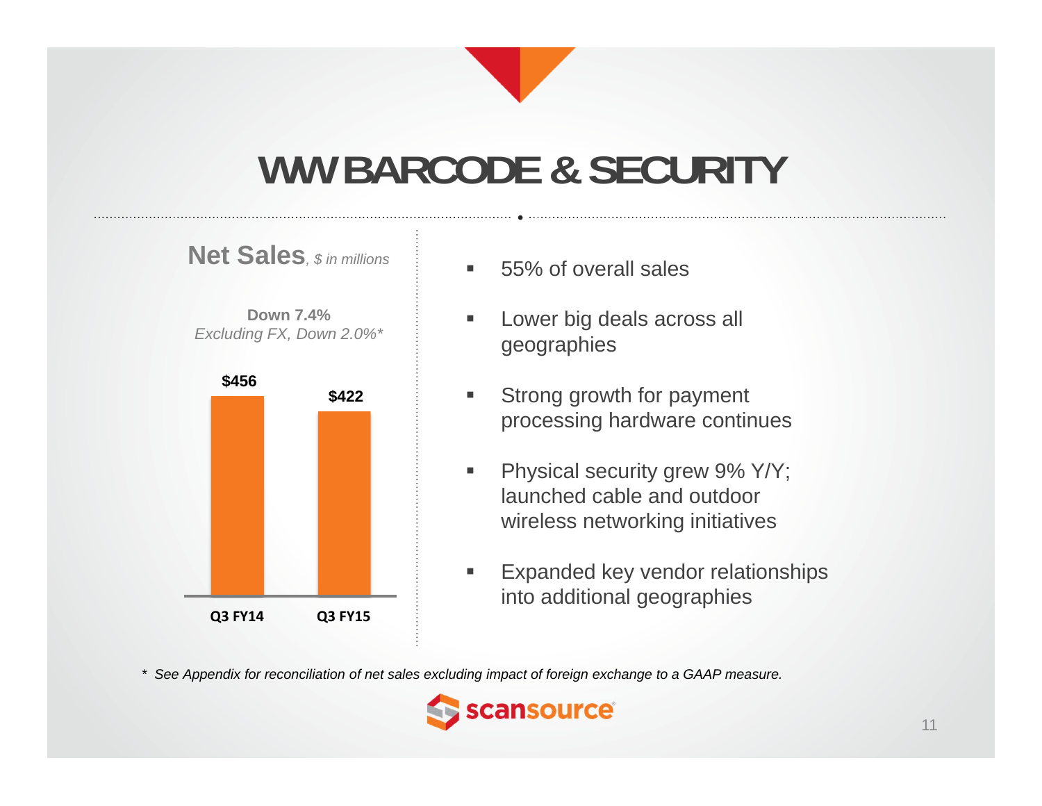# WW BARCODE & SECURITY

**Net Sales**, *$ in millions*

**Down 7.4%**
*Excluding FX, Down 2.0%**

$456
$422
Q3 FY14
Q3 FY15

- 55% of overall sales
- Lower big deals across all geographies
- Strong growth for payment processing hardware continues
- Physical security grew 9% Y/Y; launched cable and outdoor wireless networking initiatives
- Expanded key vendor relationships into additional geographies

*\* See Appendix for reconciliation of net sales excluding impact of foreign exchange to a GAAP measure.*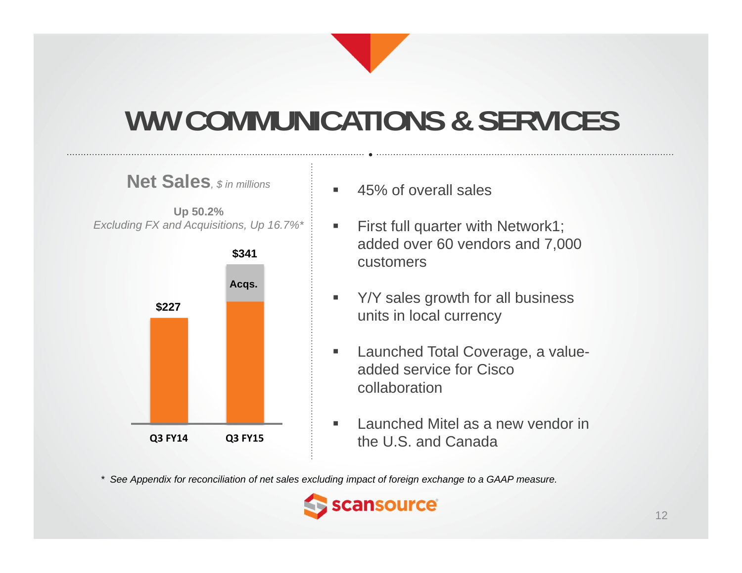# WW COMMUNICATIONS & SERVICES

**Net Sales**, *$ in millions*

**Up 50.2%**

*Excluding FX and Acquisitions, Up 16.7%**

$341

Acqs.

$227

Q3 FY14

Q3 FY15

- 45% of overall sales
- First full quarter with Network1; added over 60 vendors and 7,000 customers
- Y/Y sales growth for all business units in local currency
- Launched Total Coverage, a value-added service for Cisco collaboration
- Launched Mitel as a new vendor in the U.S. and Canada

*\* See Appendix for reconciliation of net sales excluding impact of foreign exchange to a GAAP measure.*

scansource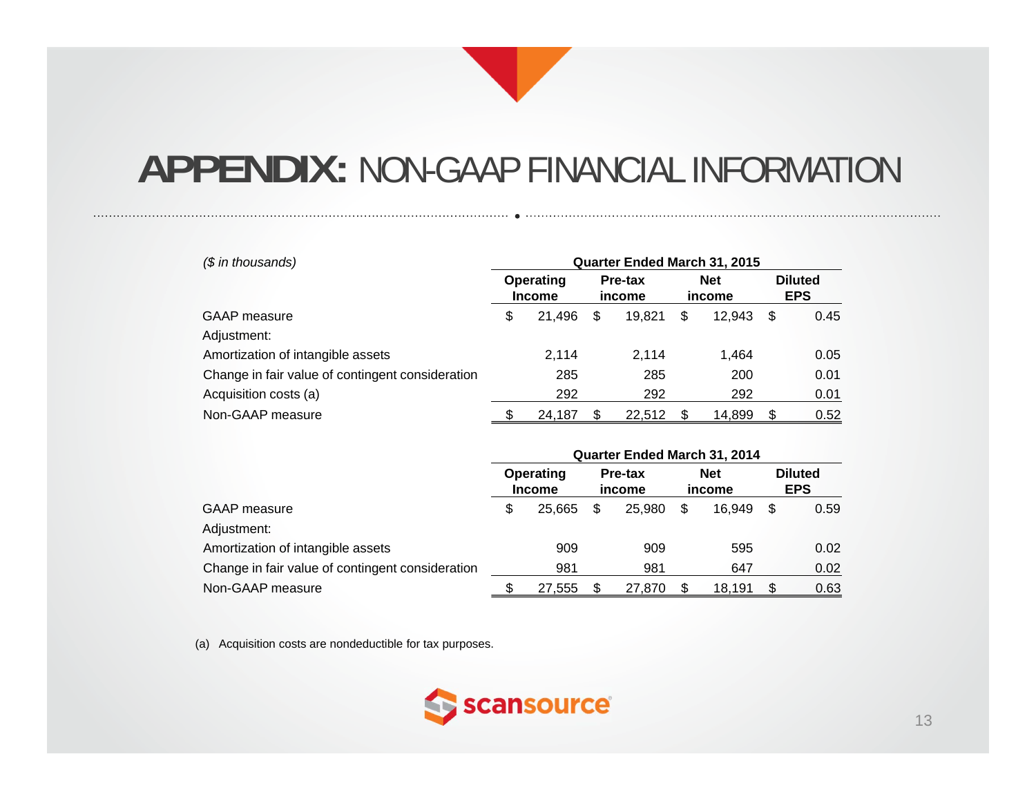# APPENDIX: NON-GAAP FINANCIAL INFORMATION

*($ in thousands)*

| | Quarter Ended March 31, 2015 | | | |
|---|---|---|---|---|
| | Operating Income | Pre-tax income | Net income | Diluted EPS |
| GAAP measure | $ 21,496 | $ 19,821 | $ 12,943 | $ 0.45 |
| Adjustment: | | | | |
| Amortization of intangible assets | 2,114 | 2,114 | 1,464 | 0.05 |
| Change in fair value of contingent consideration | 285 | 285 | 200 | 0.01 |
| Acquisition costs (a) | 292 | 292 | 292 | 0.01 |
| Non-GAAP measure | $ 24,187 | $ 22,512 | $ 14,899 | $ 0.52 |

| | Quarter Ended March 31, 2014 | | | |
|---|---|---|---|---|
| | Operating Income | Pre-tax income | Net income | Diluted EPS |
| GAAP measure | $ 25,665 | $ 25,980 | $ 16,949 | $ 0.59 |
| Adjustment: | | | | |
| Amortization of intangible assets | 909 | 909 | 595 | 0.02 |
| Change in fair value of contingent consideration | 981 | 981 | 647 | 0.02 |
| Non-GAAP measure | $ 27,555 | $ 27,870 | $ 18,191 | $ 0.63 |

(a) Acquisition costs are nondeductible for tax purposes.

scansource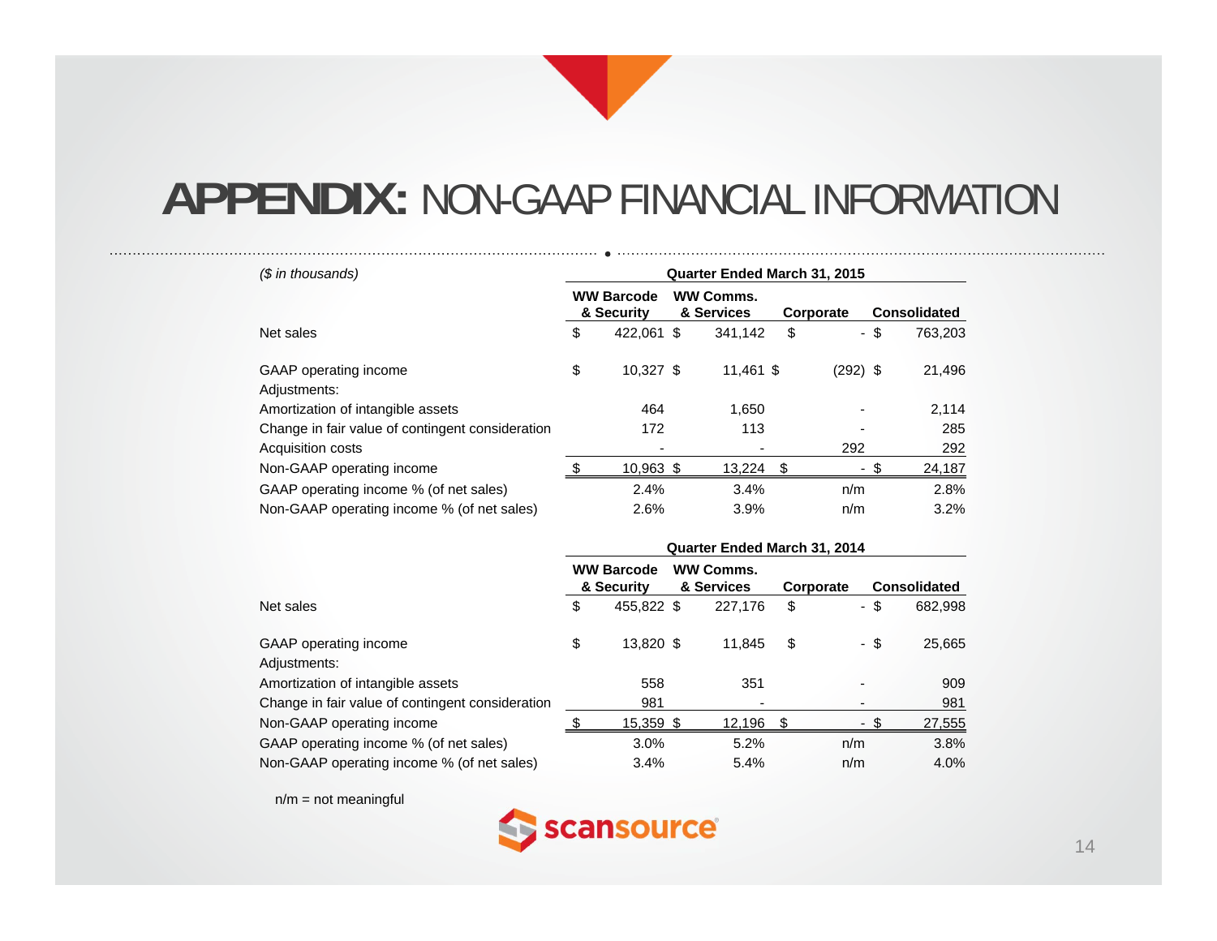# APPENDIX: NON-GAAP FINANCIAL INFORMATION

*($ in thousands)*

| | Quarter Ended March 31, 2015 | | | |
|---|---|---|---|---|
| | WW Barcode & Security | WW Comms. & Services | Corporate | Consolidated |
| Net sales | $ 422,061 | $ 341,142 | $ - | $ 763,203 |
| GAAP operating income | $ 10,327 | $ 11,461 | $ (292) | $ 21,496 |
| Adjustments: | | | | |
| Amortization of intangible assets | 464 | 1,650 | - | 2,114 |
| Change in fair value of contingent consideration | 172 | 113 | - | 285 |
| Acquisition costs | - | - | 292 | 292 |
| Non-GAAP operating income | $ 10,963 | $ 13,224 | $ - | $ 24,187 |
| GAAP operating income % (of net sales) | 2.4% | 3.4% | n/m | 2.8% |
| Non-GAAP operating income % (of net sales) | 2.6% | 3.9% | n/m | 3.2% |

| | Quarter Ended March 31, 2014 | | | |
|---|---|---|---|---|
| | WW Barcode & Security | WW Comms. & Services | Corporate | Consolidated |
| Net sales | $ 455,822 | $ 227,176 | $ - | $ 682,998 |
| GAAP operating income | $ 13,820 | $ 11,845 | $ - | $ 25,665 |
| Adjustments: | | | | |
| Amortization of intangible assets | 558 | 351 | - | 909 |
| Change in fair value of contingent consideration | 981 | - | - | 981 |
| Non-GAAP operating income | $ 15,359 | $ 12,196 | $ - | $ 27,555 |
| GAAP operating income % (of net sales) | 3.0% | 5.2% | n/m | 3.8% |
| Non-GAAP operating income % (of net sales) | 3.4% | 5.4% | n/m | 4.0% |

n/m = not meaningful

scansource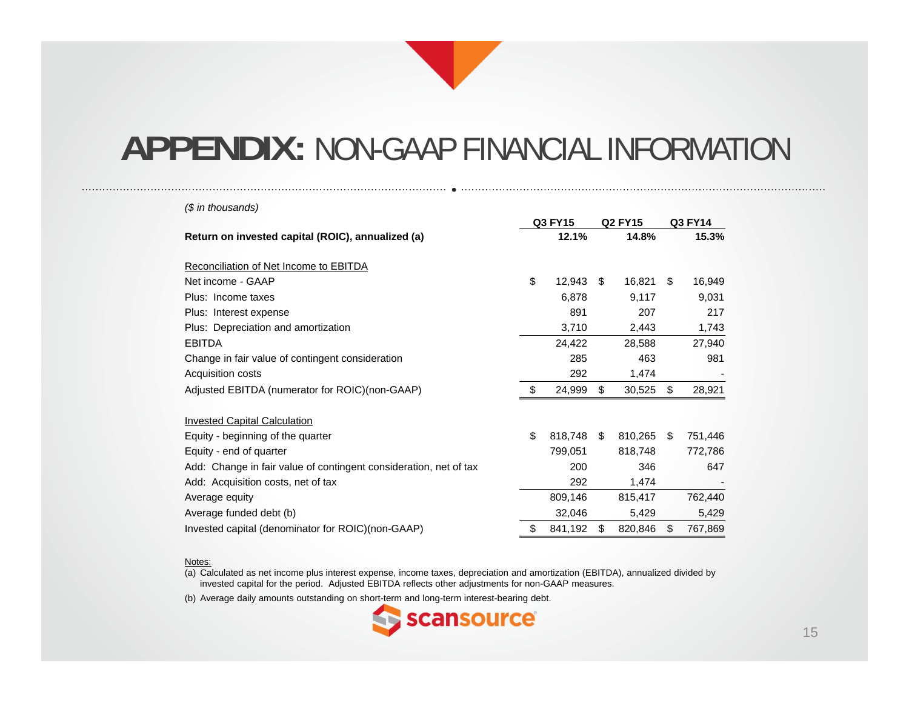# APPENDIX: NON-GAAP FINANCIAL INFORMATION

*($ in thousands)*

| | Q3 FY15 | Q2 FY15 | Q3 FY14 |
|---|---|---|---|
| **Return on invested capital (ROIC), annualized (a)** | **12.1%** | **14.8%** | **15.3%** |
| | | | |
| Reconciliation of Net Income to EBITDA | | | |
| Net income - GAAP | $ 12,943 | $ 16,821 | $ 16,949 |
| Plus: Income taxes | 6,878 | 9,117 | 9,031 |
| Plus: Interest expense | 891 | 207 | 217 |
| Plus: Depreciation and amortization | 3,710 | 2,443 | 1,743 |
| EBITDA | 24,422 | 28,588 | 27,940 |
| Change in fair value of contingent consideration | 285 | 463 | 981 |
| Acquisition costs | 292 | 1,474 | - |
| Adjusted EBITDA (numerator for ROIC)(non-GAAP) | $ 24,999 | $ 30,525 | $ 28,921 |
| | | | |
| Invested Capital Calculation | | | |
| Equity - beginning of the quarter | $ 818,748 | $ 810,265 | $ 751,446 |
| Equity - end of quarter | 799,051 | 818,748 | 772,786 |
| Add: Change in fair value of contingent consideration, net of tax | 200 | 346 | 647 |
| Add: Acquisition costs, net of tax | 292 | 1,474 | - |
| Average equity | 809,146 | 815,417 | 762,440 |
| Average funded debt (b) | 32,046 | 5,429 | 5,429 |
| Invested capital (denominator for ROIC)(non-GAAP) | $ 841,192 | $ 820,846 | $ 767,869 |

Notes:

(a) Calculated as net income plus interest expense, income taxes, depreciation and amortization (EBITDA), annualized divided by invested capital for the period. Adjusted EBITDA reflects other adjustments for non-GAAP measures.

(b) Average daily amounts outstanding on short-term and long-term interest-bearing debt.

scansource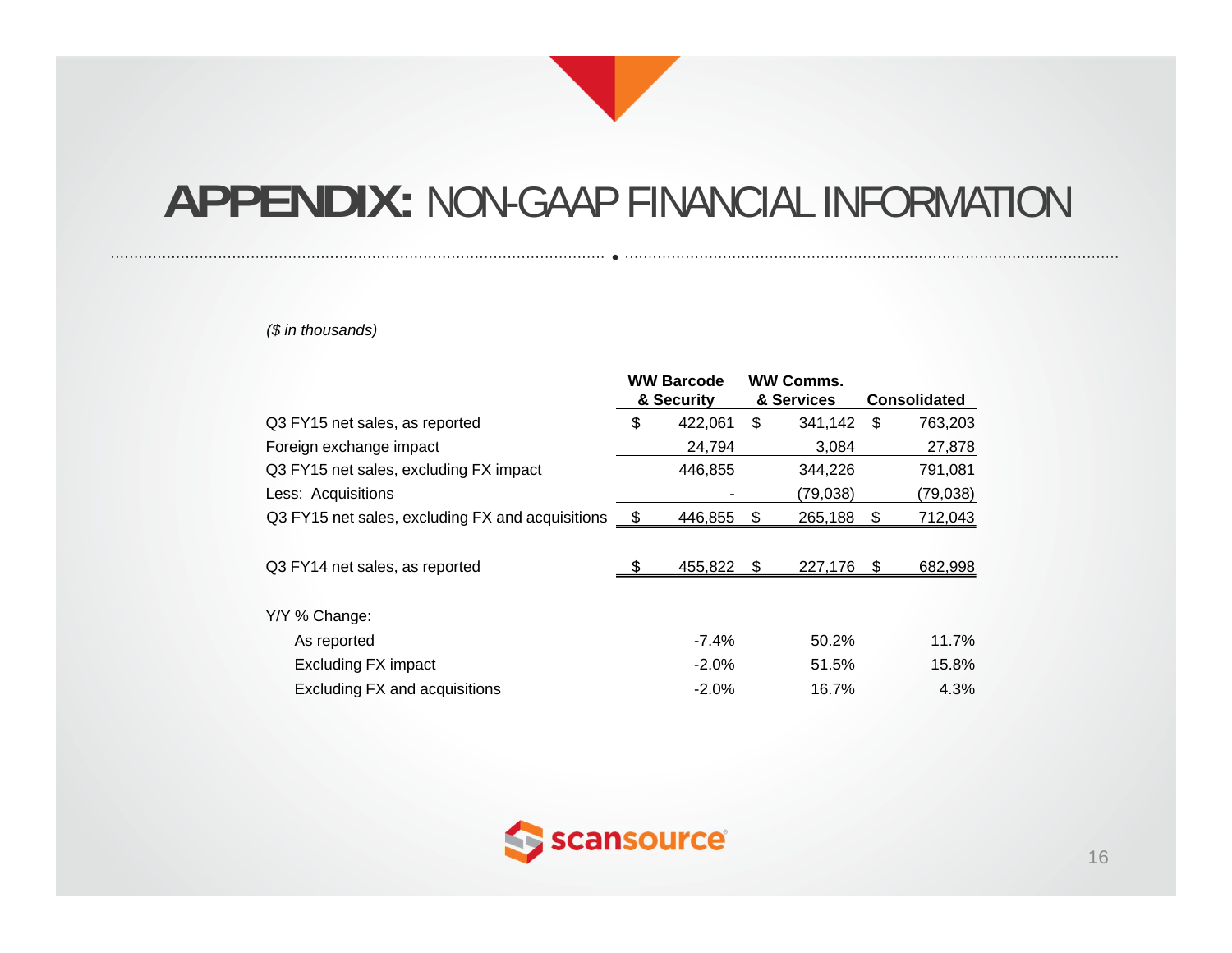# **APPENDIX:** NON-GAAP FINANCIAL INFORMATION

*($ in thousands)*

| | WW Barcode & Security | WW Comms. & Services | Consolidated |
|---|---|---|---|
| Q3 FY15 net sales, as reported | $ 422,061 | $ 341,142 | $ 763,203 |
| Foreign exchange impact | 24,794 | 3,084 | 27,878 |
| Q3 FY15 net sales, excluding FX impact | 446,855 | 344,226 | 791,081 |
| Less: Acquisitions | - | (79,038) | (79,038) |
| Q3 FY15 net sales, excluding FX and acquisitions | $ 446,855 | $ 265,188 | $ 712,043 |
| Q3 FY14 net sales, as reported | $ 455,822 | $ 227,176 | $ 682,998 |
| Y/Y % Change: | | | |
| As reported | -7.4% | 50.2% | 11.7% |
| Excluding FX impact | -2.0% | 51.5% | 15.8% |
| Excluding FX and acquisitions | -2.0% | 16.7% | 4.3% |

scansource